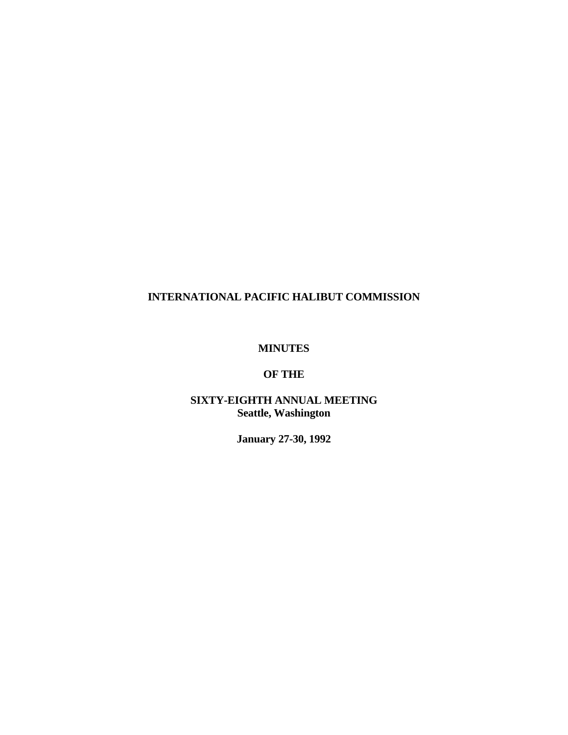# INTERNATIONAL PACIFIC HALIBUT COMMISSION

## MINUTES

## OF THE

## SIXTY-EIGHTH ANNUAL MEETING

**Seattle, Washington**

**January 27-30, 1992**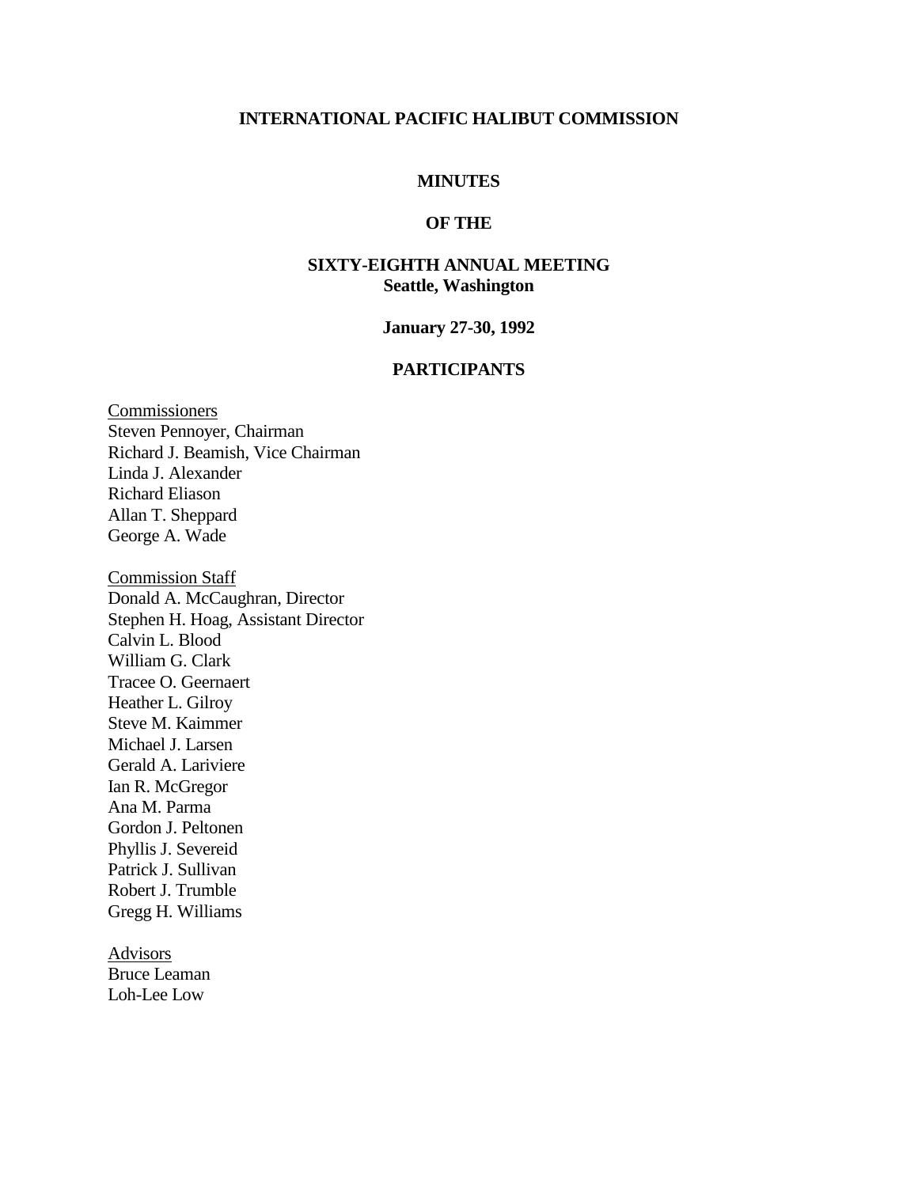**INTERNATIONAL PACIFIC HALIBUT COMMISSION**

**MINUTES**

**OF THE**

**SIXTY-EIGHTH ANNUAL MEETING**
**Seattle, Washington**

**January 27-30, 1992**

**PARTICIPANTS**

Commissioners
Steven Pennoyer, Chairman
Richard J. Beamish, Vice Chairman
Linda J. Alexander
Richard Eliason
Allan T. Sheppard
George A. Wade

Commission Staff
Donald A. McCaughran, Director
Stephen H. Hoag, Assistant Director
Calvin L. Blood
William G. Clark
Tracee O. Geernaert
Heather L. Gilroy
Steve M. Kaimmer
Michael J. Larsen
Gerald A. Lariviere
Ian R. McGregor
Ana M. Parma
Gordon J. Peltonen
Phyllis J. SevEreid
Patrick J. Sullivan
Robert J. Trumble
Gregg H. Williams

Advisors
Bruce Leaman
Loh-Lee Low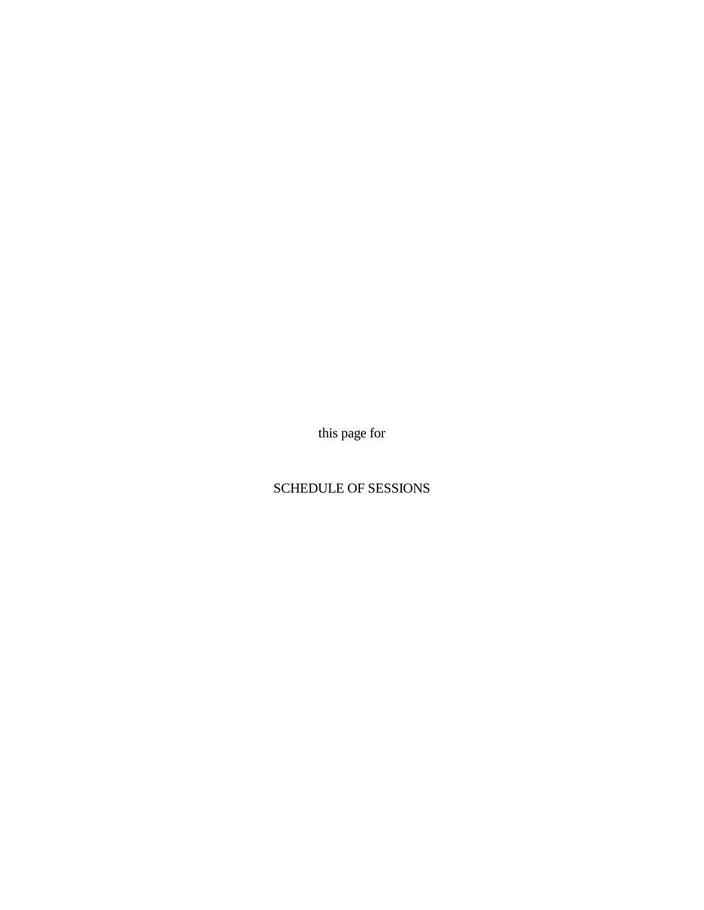this page for

SCHEDULE OF SESSIONS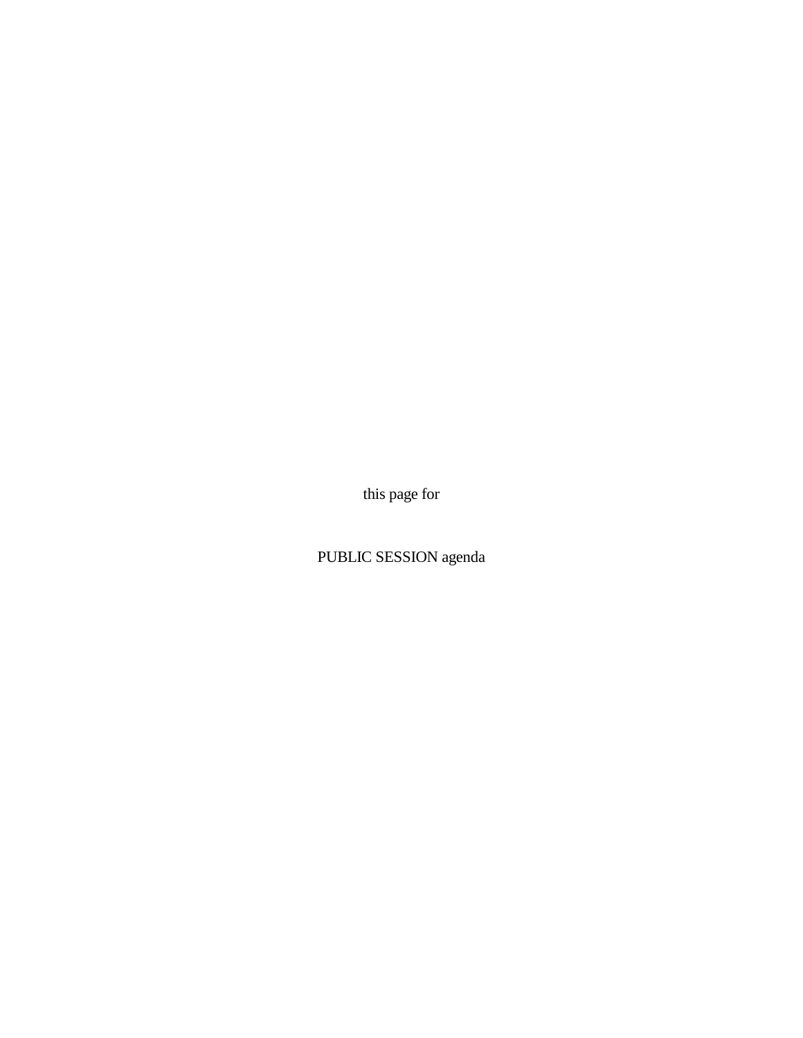this page for

PUBLIC SESSION agenda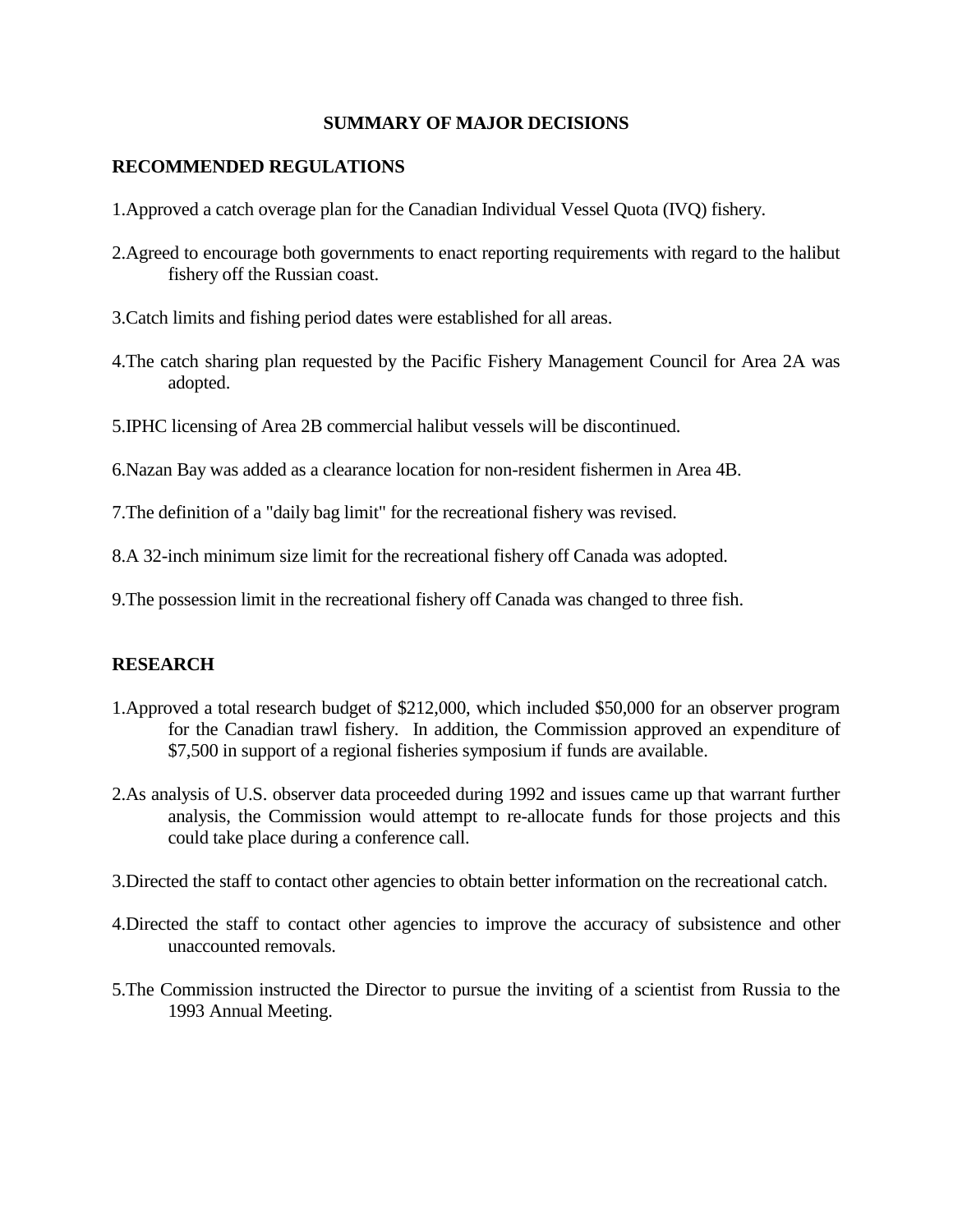# SUMMARY OF MAJOR DECISIONS

## RECOMMENDED REGULATIONS

1. Approved a catch overage plan for the Canadian Individual Vessel Quota (IVQ) fishery.

2. Agreed to encourage both governments to enact reporting requirements with regard to the halibut fishery off the Russian coast.

3. Catch limits and fishing period dates were established for all areas.

4. The catch sharing plan requested by the Pacific Fishery Management Council for Area 2A was adopted.

5. IPHC licensing of Area 2B commercial halibut vessels will be discontinued.

6. Nazan Bay was added as a clearance location for non-resident fishermen in Area 4B.

7. The definition of a "daily bag limit" for the recreational fishery was revised.

8. A 32-inch minimum size limit for the recreational fishery off Canada was adopted.

9. The possession limit in the recreational fishery off Canada was changed to three fish.

## RESEARCH

1. Approved a total research budget of $212,000, which included $50,000 for an observer program for the Canadian trawl fishery. In addition, the Commission approved an expenditure of $7,500 in support of a regional fisheries symposium if funds are available.

2. As analysis of U.S. observer data proceeded during 1992 and issues came up that warrant further analysis, the Commission would attempt to re-allocate funds for those projects and this could take place during a conference call.

3. Directed the staff to contact other agencies to obtain better information on the recreational catch.

4. Directed the staff to contact other agencies to improve the accuracy of subsistence and other unaccounted removals.

5. The Commission instructed the Director to pursue the inviting of a scientist from Russia to the 1993 Annual Meeting.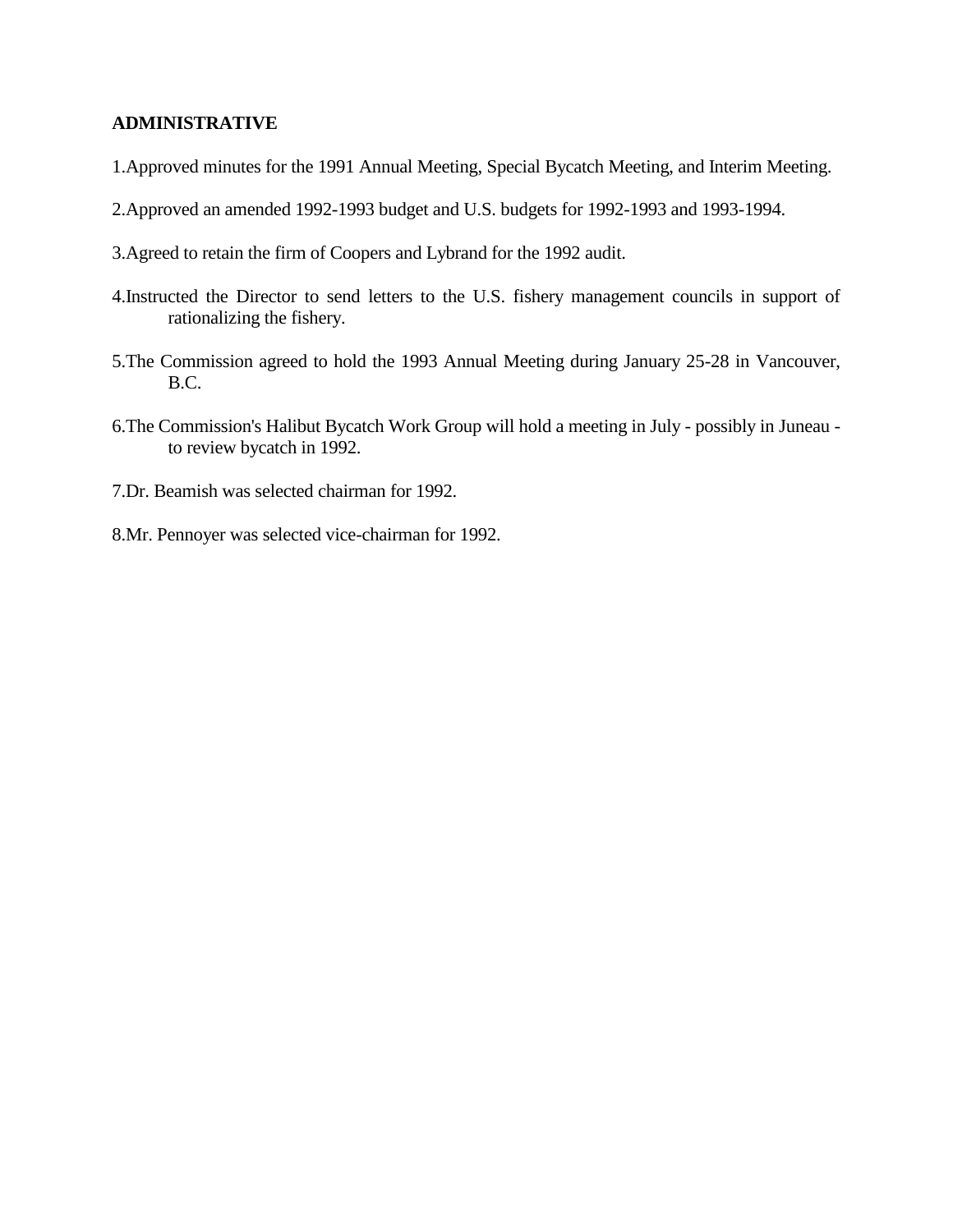**ADMINISTRATIVE**

1. Approved minutes for the 1991 Annual Meeting, Special Bycatch Meeting, and Interim Meeting.

2. Approved an amended 1992-1993 budget and U.S. budgets for 1992-1993 and 1993-1994.

3. Agreed to retain the firm of Coopers and Lybrand for the 1992 audit.

4. Instructed the Director to send letters to the U.S. fishery management councils in support of rationalizing the fishery.

5. The Commission agreed to hold the 1993 Annual Meeting during January 25-28 in Vancouver, B.C.

6. The Commission's Halibut Bycatch Work Group will hold a meeting in July - possibly in Juneau - to review bycatch in 1992.

7. Dr. Beamish was selected chairman for 1992.

8. Mr. Pennoyer was selected vice-chairman for 1992.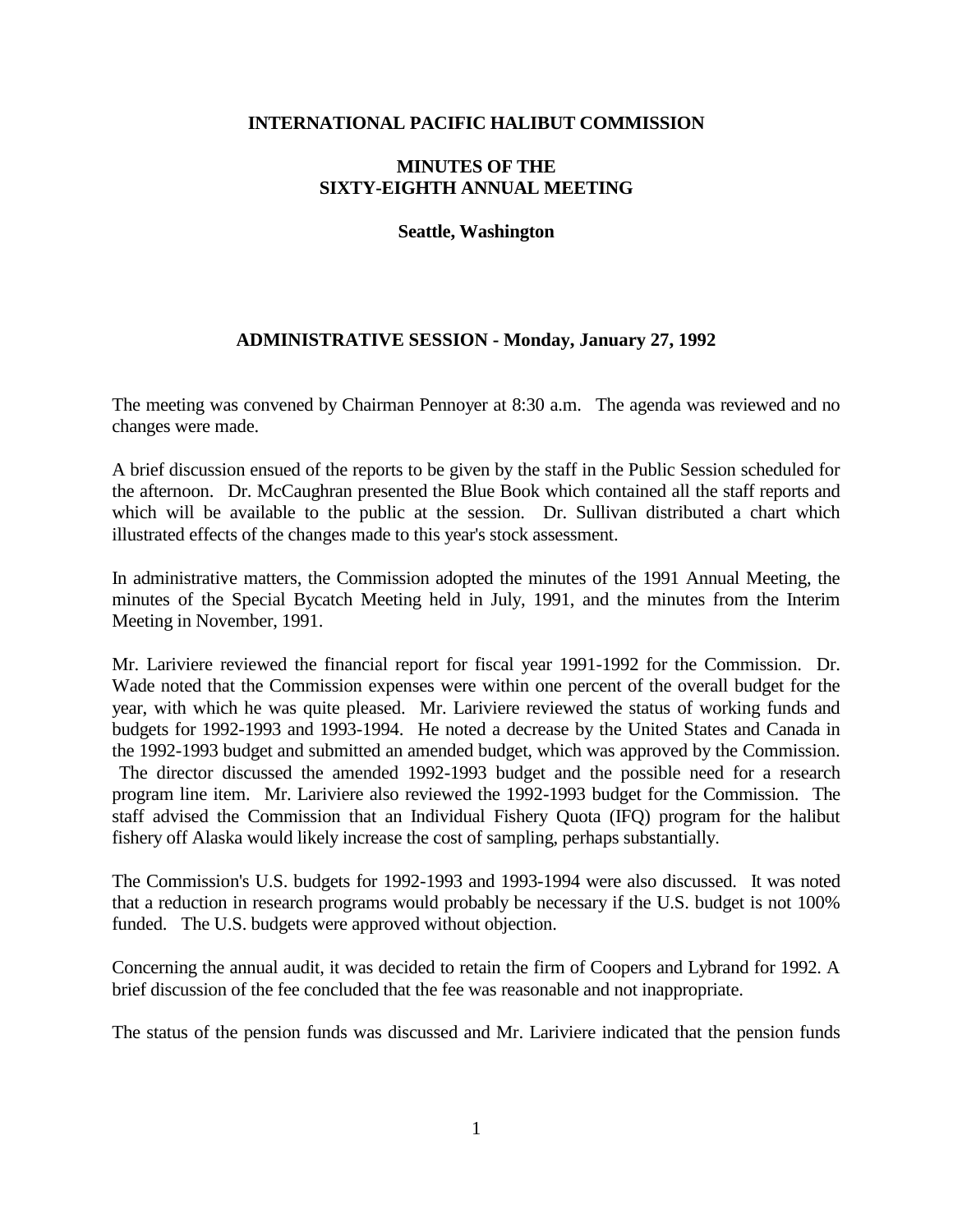# INTERNATIONAL PACIFIC HALIBUT COMMISSION

## MINUTES OF THE SIXTY-EIGHTH ANNUAL MEETING

### Seattle, Washington

### ADMINISTRATIVE SESSION - Monday, January 27, 1992

The meeting was convened by Chairman Pennoyer at 8:30 a.m. The agenda was reviewed and no changes were made.

A brief discussion ensued of the reports to be given by the staff in the Public Session scheduled for the afternoon. Dr. McCaughran presented the Blue Book which contained all the staff reports and which will be available to the public at the session. Dr. Sullivan distributed a chart which illustrated effects of the changes made to this year's stock assessment.

In administrative matters, the Commission adopted the minutes of the 1991 Annual Meeting, the minutes of the Special Bycatch Meeting held in July, 1991, and the minutes from the Interim Meeting in November, 1991.

Mr. Lariviere reviewed the financial report for fiscal year 1991-1992 for the Commission. Dr. Wade noted that the Commission expenses were within one percent of the overall budget for the year, with which he was quite pleased. Mr. Lariviere reviewed the status of working funds and budgets for 1992-1993 and 1993-1994. He noted a decrease by the United States and Canada in the 1992-1993 budget and submitted an amended budget, which was approved by the Commission. The director discussed the amended 1992-1993 budget and the possible need for a research program line item. Mr. Lariviere also reviewed the 1992-1993 budget for the Commission. The staff advised the Commission that an Individual Fishery Quota (IFQ) program for the halibut fishery off Alaska would likely increase the cost of sampling, perhaps substantially.

The Commission's U.S. budgets for 1992-1993 and 1993-1994 were also discussed. It was noted that a reduction in research programs would probably be necessary if the U.S. budget is not 100% funded. The U.S. budgets were approved without objection.

Concerning the annual audit, it was decided to retain the firm of Coopers and Lybrand for 1992. A brief discussion of the fee concluded that the fee was reasonable and not inappropriate.

The status of the pension funds was discussed and Mr. Lariviere indicated that the pension funds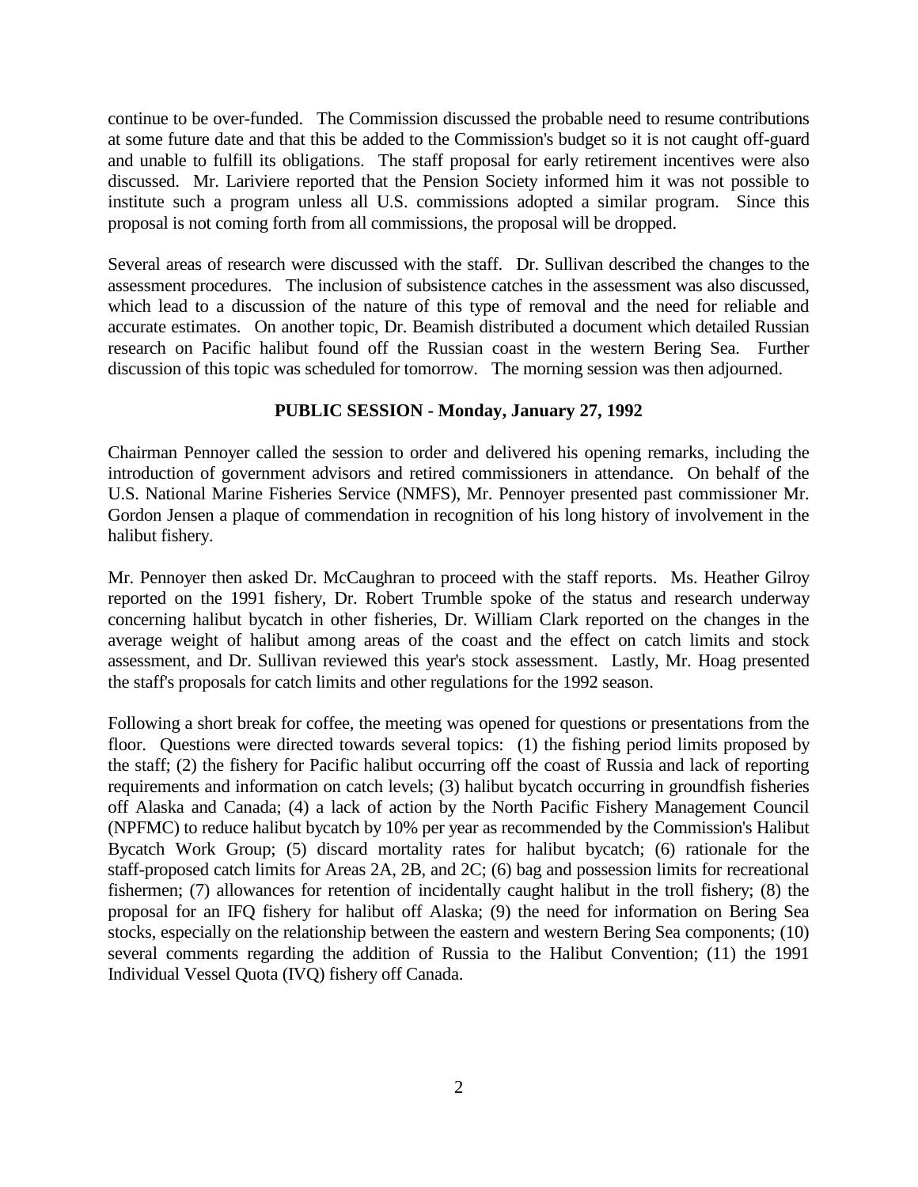continue to be over-funded. The Commission discussed the probable need to resume contributions at some future date and that this be added to the Commission's budget so it is not caught off-guard and unable to fulfill its obligations. The staff proposal for early retirement incentives were also discussed. Mr. Lariviere reported that the Pension Society informed him it was not possible to institute such a program unless all U.S. commissions adopted a similar program. Since this proposal is not coming forth from all commissions, the proposal will be dropped.

Several areas of research were discussed with the staff. Dr. Sullivan described the changes to the assessment procedures. The inclusion of subsistence catches in the assessment was also discussed, which lead to a discussion of the nature of this type of removal and the need for reliable and accurate estimates. On another topic, Dr. Beamish distributed a document which detailed Russian research on Pacific halibut found off the Russian coast in the western Bering Sea. Further discussion of this topic was scheduled for tomorrow. The morning session was then adjourned.

## PUBLIC SESSION - Monday, January 27, 1992

Chairman Pennoyer called the session to order and delivered his opening remarks, including the introduction of government advisors and retired commissioners in attendance. On behalf of the U.S. National Marine Fisheries Service (NMFS), Mr. Pennoyer presented past commissioner Mr. Gordon Jensen a plaque of commendation in recognition of his long history of involvement in the halibut fishery.

Mr. Pennoyer then asked Dr. McCaughran to proceed with the staff reports. Ms. Heather Gilroy reported on the 1991 fishery, Dr. Robert Trumble spoke of the status and research underway concerning halibut bycatch in other fisheries, Dr. William Clark reported on the changes in the average weight of halibut among areas of the coast and the effect on catch limits and stock assessment, and Dr. Sullivan reviewed this year's stock assessment. Lastly, Mr. Hoag presented the staff's proposals for catch limits and other regulations for the 1992 season.

Following a short break for coffee, the meeting was opened for questions or presentations from the floor. Questions were directed towards several topics: (1) the fishing period limits proposed by the staff; (2) the fishery for Pacific halibut occurring off the coast of Russia and lack of reporting requirements and information on catch levels; (3) halibut bycatch occurring in groundfish fisheries off Alaska and Canada; (4) a lack of action by the North Pacific Fishery Management Council (NPFMC) to reduce halibut bycatch by 10% per year as recommended by the Commission's Halibut Bycatch Work Group; (5) discard mortality rates for halibut bycatch; (6) rationale for the staff-proposed catch limits for Areas 2A, 2B, and 2C; (6) bag and possession limits for recreational fishermen; (7) allowances for retention of incidentally caught halibut in the troll fishery; (8) the proposal for an IFQ fishery for halibut off Alaska; (9) the need for information on Bering Sea stocks, especially on the relationship between the eastern and western Bering Sea components; (10) several comments regarding the addition of Russia to the Halibut Convention; (11) the 1991 Individual Vessel Quota (IVQ) fishery off Canada.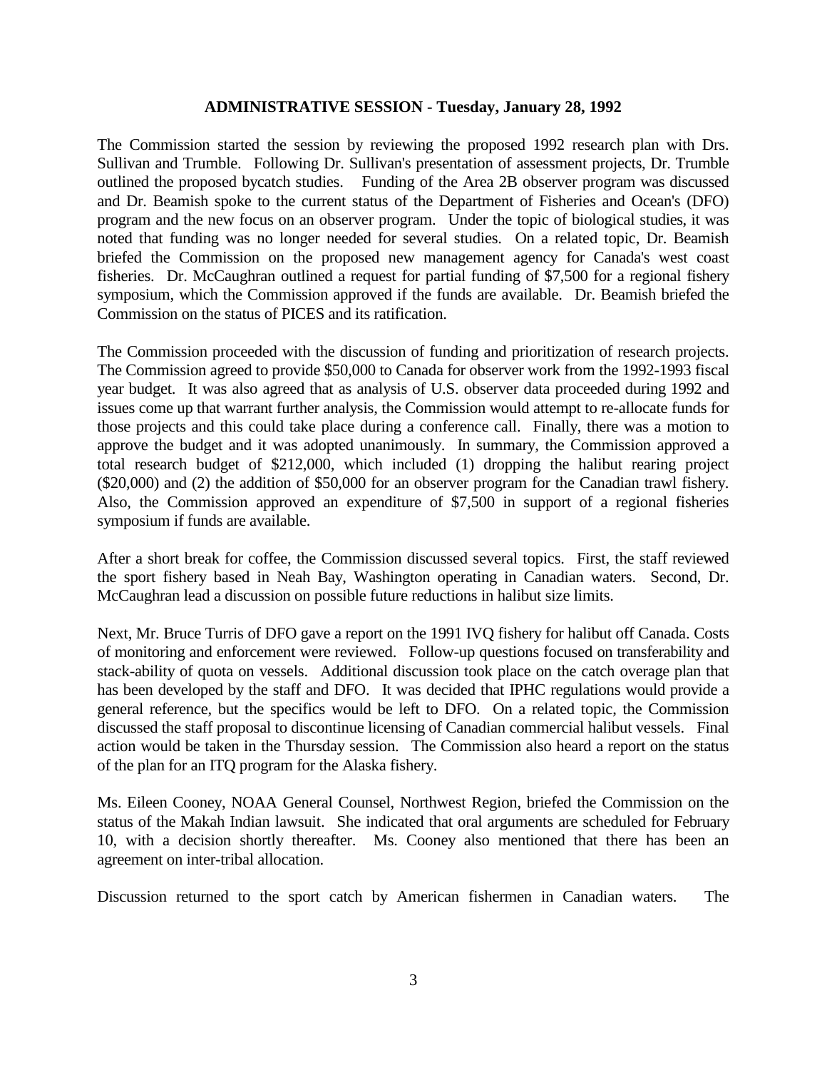### ADMINISTRATIVE SESSION - Tuesday, January 28, 1992

The Commission started the session by reviewing the proposed 1992 research plan with Drs. Sullivan and Trumble. Following Dr. Sullivan's presentation of assessment projects, Dr. Trumble outlined the proposed bycatch studies. Funding of the Area 2B observer program was discussed and Dr. Beamish spoke to the current status of the Department of Fisheries and Ocean's (DFO) program and the new focus on an observer program. Under the topic of biological studies, it was noted that funding was no longer needed for several studies. On a related topic, Dr. Beamish briefed the Commission on the proposed new management agency for Canada's west coast fisheries. Dr. McCaughran outlined a request for partial funding of $7,500 for a regional fishery symposium, which the Commission approved if the funds are available. Dr. Beamish briefed the Commission on the status of PICES and its ratification.

The Commission proceeded with the discussion of funding and prioritization of research projects. The Commission agreed to provide $50,000 to Canada for observer work from the 1992-1993 fiscal year budget. It was also agreed that as analysis of U.S. observer data proceeded during 1992 and issues come up that warrant further analysis, the Commission would attempt to re-allocate funds for those projects and this could take place during a conference call. Finally, there was a motion to approve the budget and it was adopted unanimously. In summary, the Commission approved a total research budget of $212,000, which included (1) dropping the halibut rearing project ($20,000) and (2) the addition of $50,000 for an observer program for the Canadian trawl fishery. Also, the Commission approved an expenditure of $7,500 in support of a regional fisheries symposium if funds are available.

After a short break for coffee, the Commission discussed several topics. First, the staff reviewed the sport fishery based in Neah Bay, Washington operating in Canadian waters. Second, Dr. McCaughran lead a discussion on possible future reductions in halibut size limits.

Next, Mr. Bruce Turris of DFO gave a report on the 1991 IVQ fishery for halibut off Canada. Costs of monitoring and enforcement were reviewed. Follow-up questions focused on transferability and stack-ability of quota on vessels. Additional discussion took place on the catch overage plan that has been developed by the staff and DFO. It was decided that IPHC regulations would provide a general reference, but the specifics would be left to DFO. On a related topic, the Commission discussed the staff proposal to discontinue licensing of Canadian commercial halibut vessels. Final action would be taken in the Thursday session. The Commission also heard a report on the status of the plan for an ITQ program for the Alaska fishery.

Ms. Eileen Cooney, NOAA General Counsel, Northwest Region, briefed the Commission on the status of the Makah Indian lawsuit. She indicated that oral arguments are scheduled for February 10, with a decision shortly thereafter. Ms. Cooney also mentioned that there has been an agreement on inter-tribal allocation.

Discussion returned to the sport catch by American fishermen in Canadian waters. The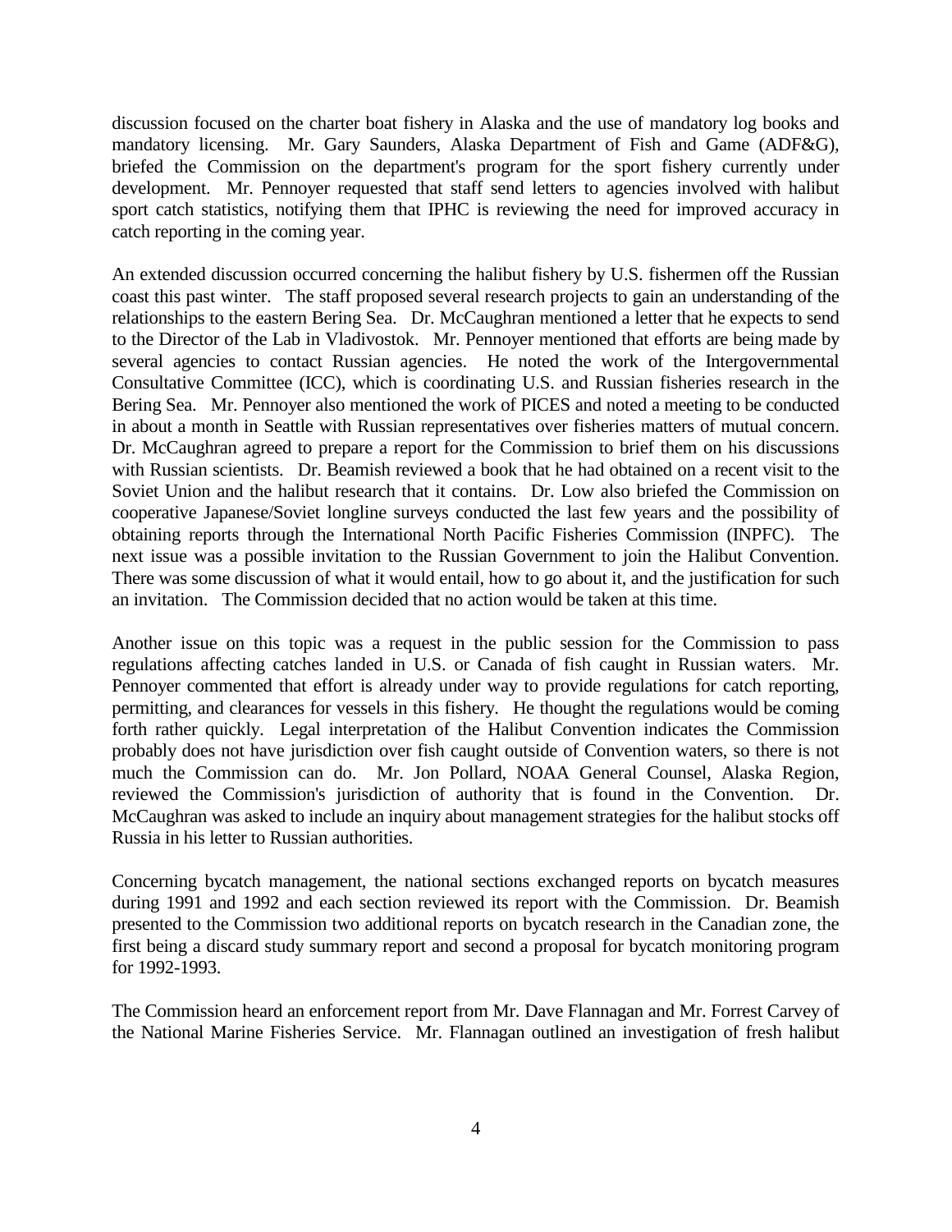discussion focused on the charter boat fishery in Alaska and the use of mandatory log books and mandatory licensing. Mr. Gary Saunders, Alaska Department of Fish and Game (ADF&G), briefed the Commission on the department's program for the sport fishery currently under development. Mr. Pennoyer requested that staff send letters to agencies involved with halibut sport catch statistics, notifying them that IPHC is reviewing the need for improved accuracy in catch reporting in the coming year.

An extended discussion occurred concerning the halibut fishery by U.S. fishermen off the Russian coast this past winter. The staff proposed several research projects to gain an understanding of the relationships to the eastern Bering Sea. Dr. McCaughran mentioned a letter that he expects to send to the Director of the Lab in Vladivostok. Mr. Pennoyer mentioned that efforts are being made by several agencies to contact Russian agencies. He noted the work of the Intergovernmental Consultative Committee (ICC), which is coordinating U.S. and Russian fisheries research in the Bering Sea. Mr. Pennoyer also mentioned the work of PICES and noted a meeting to be conducted in about a month in Seattle with Russian representatives over fisheries matters of mutual concern. Dr. McCaughran agreed to prepare a report for the Commission to brief them on his discussions with Russian scientists. Dr. Beamish reviewed a book that he had obtained on a recent visit to the Soviet Union and the halibut research that it contains. Dr. Low also briefed the Commission on cooperative Japanese/Soviet longline surveys conducted the last few years and the possibility of obtaining reports through the International North Pacific Fisheries Commission (INPFC). The next issue was a possible invitation to the Russian Government to join the Halibut Convention. There was some discussion of what it would entail, how to go about it, and the justification for such an invitation. The Commission decided that no action would be taken at this time.

Another issue on this topic was a request in the public session for the Commission to pass regulations affecting catches landed in U.S. or Canada of fish caught in Russian waters. Mr. Pennoyer commented that effort is already under way to provide regulations for catch reporting, permitting, and clearances for vessels in this fishery. He thought the regulations would be coming forth rather quickly. Legal interpretation of the Halibut Convention indicates the Commission probably does not have jurisdiction over fish caught outside of Convention waters, so there is not much the Commission can do. Mr. Jon Pollard, NOAA General Counsel, Alaska Region, reviewed the Commission's jurisdiction of authority that is found in the Convention. Dr. McCaughran was asked to include an inquiry about management strategies for the halibut stocks off Russia in his letter to Russian authorities.

Concerning bycatch management, the national sections exchanged reports on bycatch measures during 1991 and 1992 and each section reviewed its report with the Commission. Dr. Beamish presented to the Commission two additional reports on bycatch research in the Canadian zone, the first being a discard study summary report and second a proposal for bycatch monitoring program for 1992-1993.

The Commission heard an enforcement report from Mr. Dave Flannagan and Mr. Forrest Carvey of the National Marine Fisheries Service. Mr. Flannagan outlined an investigation of fresh halibut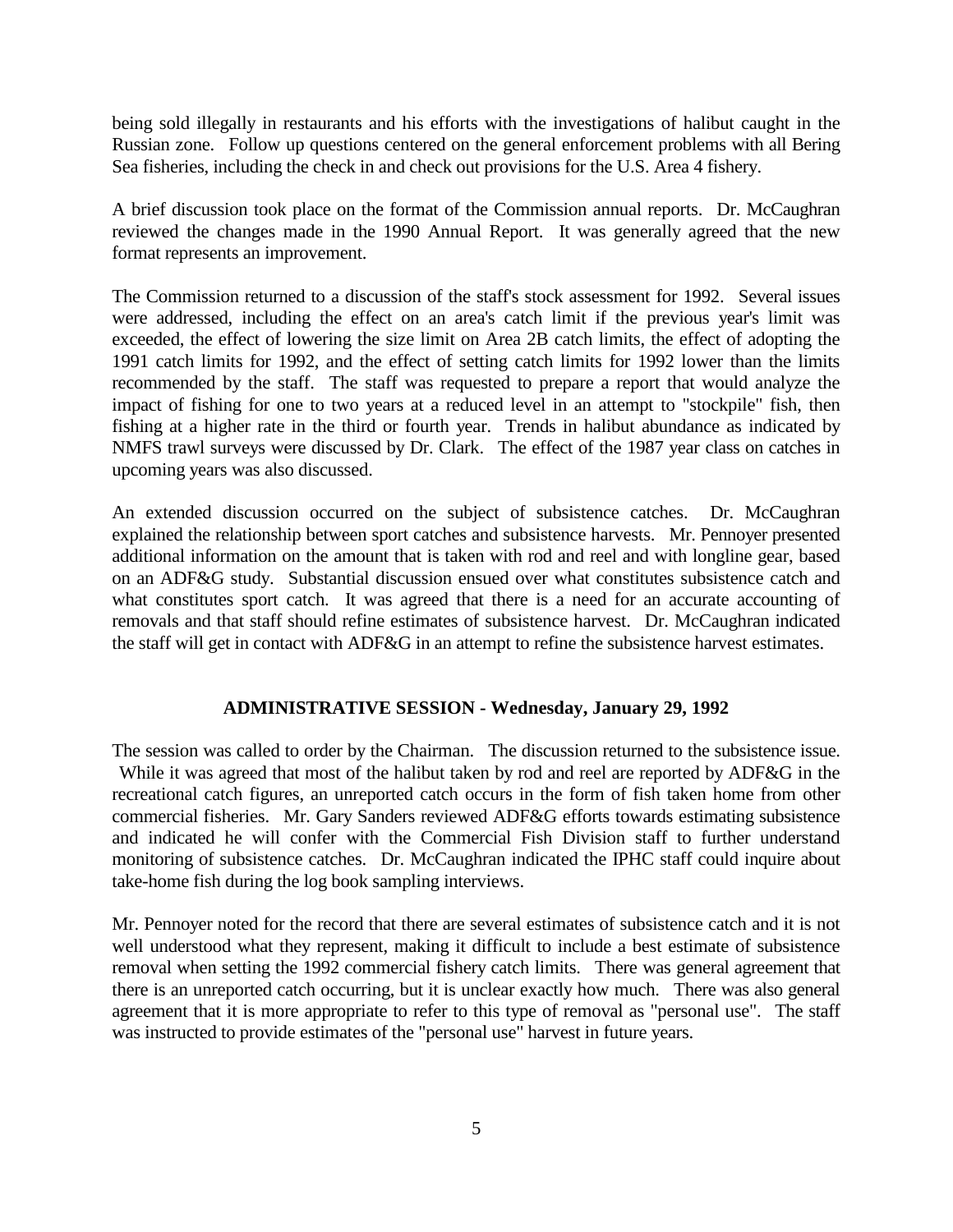being sold illegally in restaurants and his efforts with the investigations of halibut caught in the Russian zone. Follow up questions centered on the general enforcement problems with all Bering Sea fisheries, including the check in and check out provisions for the U.S. Area 4 fishery.

A brief discussion took place on the format of the Commission annual reports. Dr. McCaughran reviewed the changes made in the 1990 Annual Report. It was generally agreed that the new format represents an improvement.

The Commission returned to a discussion of the staff's stock assessment for 1992. Several issues were addressed, including the effect on an area's catch limit if the previous year's limit was exceeded, the effect of lowering the size limit on Area 2B catch limits, the effect of adopting the 1991 catch limits for 1992, and the effect of setting catch limits for 1992 lower than the limits recommended by the staff. The staff was requested to prepare a report that would analyze the impact of fishing for one to two years at a reduced level in an attempt to "stockpile" fish, then fishing at a higher rate in the third or fourth year. Trends in halibut abundance as indicated by NMFS trawl surveys were discussed by Dr. Clark. The effect of the 1987 year class on catches in upcoming years was also discussed.

An extended discussion occurred on the subject of subsistence catches. Dr. McCaughran explained the relationship between sport catches and subsistence harvests. Mr. Pennoyer presented additional information on the amount that is taken with rod and reel and with longline gear, based on an ADF&G study. Substantial discussion ensued over what constitutes subsistence catch and what constitutes sport catch. It was agreed that there is a need for an accurate accounting of removals and that staff should refine estimates of subsistence harvest. Dr. McCaughran indicated the staff will get in contact with ADF&G in an attempt to refine the subsistence harvest estimates.

## ADMINISTRATIVE SESSION - Wednesday, January 29, 1992

The session was called to order by the Chairman. The discussion returned to the subsistence issue. While it was agreed that most of the halibut taken by rod and reel are reported by ADF&G in the recreational catch figures, an unreported catch occurs in the form of fish taken home from other commercial fisheries. Mr. Gary Sanders reviewed ADF&G efforts towards estimating subsistence and indicated he will confer with the Commercial Fish Division staff to further understand monitoring of subsistence catches. Dr. McCaughran indicated the IPHC staff could inquire about take-home fish during the log book sampling interviews.

Mr. Pennoyer noted for the record that there are several estimates of subsistence catch and it is not well understood what they represent, making it difficult to include a best estimate of subsistence removal when setting the 1992 commercial fishery catch limits. There was general agreement that there is an unreported catch occurring, but it is unclear exactly how much. There was also general agreement that it is more appropriate to refer to this type of removal as "personal use". The staff was instructed to provide estimates of the "personal use" harvest in future years.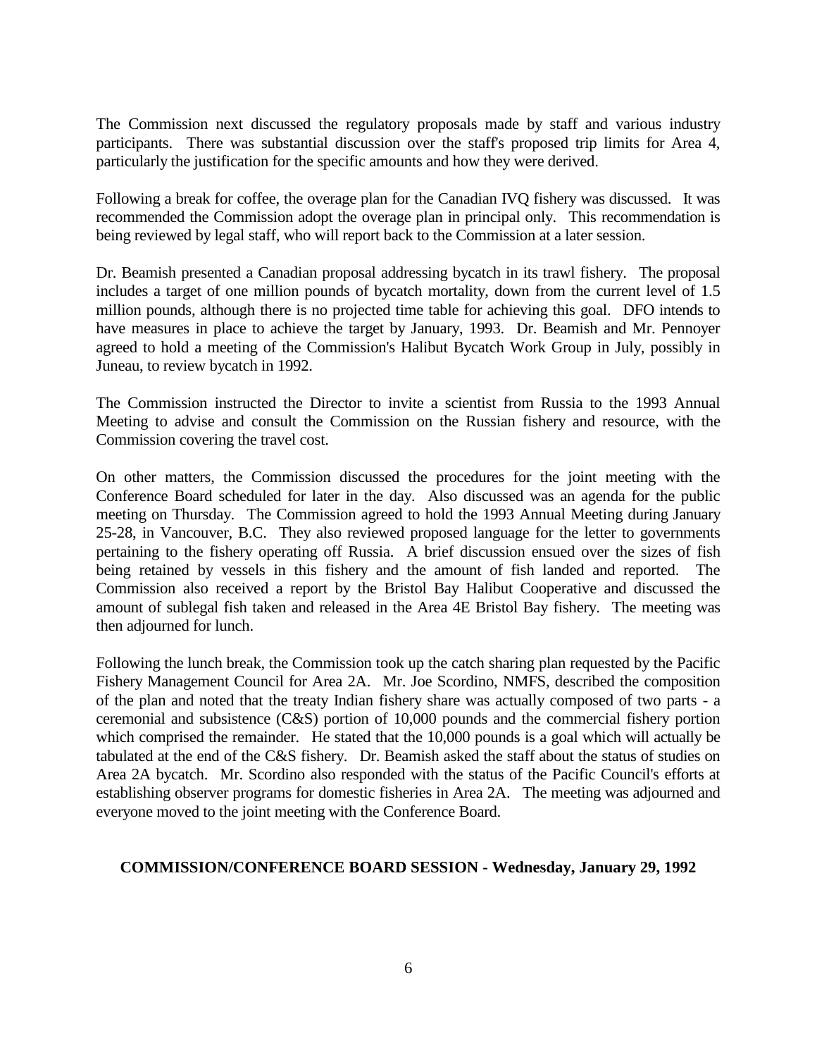The Commission next discussed the regulatory proposals made by staff and various industry participants. There was substantial discussion over the staff's proposed trip limits for Area 4, particularly the justification for the specific amounts and how they were derived.

Following a break for coffee, the overage plan for the Canadian IVQ fishery was discussed. It was recommended the Commission adopt the overage plan in principal only. This recommendation is being reviewed by legal staff, who will report back to the Commission at a later session.

Dr. Beamish presented a Canadian proposal addressing bycatch in its trawl fishery. The proposal includes a target of one million pounds of bycatch mortality, down from the current level of 1.5 million pounds, although there is no projected time table for achieving this goal. DFO intends to have measures in place to achieve the target by January, 1993. Dr. Beamish and Mr. Pennoyer agreed to hold a meeting of the Commission's Halibut Bycatch Work Group in July, possibly in Juneau, to review bycatch in 1992.

The Commission instructed the Director to invite a scientist from Russia to the 1993 Annual Meeting to advise and consult the Commission on the Russian fishery and resource, with the Commission covering the travel cost.

On other matters, the Commission discussed the procedures for the joint meeting with the Conference Board scheduled for later in the day. Also discussed was an agenda for the public meeting on Thursday. The Commission agreed to hold the 1993 Annual Meeting during January 25-28, in Vancouver, B.C. They also reviewed proposed language for the letter to governments pertaining to the fishery operating off Russia. A brief discussion ensued over the sizes of fish being retained by vessels in this fishery and the amount of fish landed and reported. The Commission also received a report by the Bristol Bay Halibut Cooperative and discussed the amount of sublegal fish taken and released in the Area 4E Bristol Bay fishery. The meeting was then adjourned for lunch.

Following the lunch break, the Commission took up the catch sharing plan requested by the Pacific Fishery Management Council for Area 2A. Mr. Joe Scordino, NMFS, described the composition of the plan and noted that the treaty Indian fishery share was actually composed of two parts - a ceremonial and subsistence (C&S) portion of 10,000 pounds and the commercial fishery portion which comprised the remainder. He stated that the 10,000 pounds is a goal which will actually be tabulated at the end of the C&S fishery. Dr. Beamish asked the staff about the status of studies on Area 2A bycatch. Mr. Scordino also responded with the status of the Pacific Council's efforts at establishing observer programs for domestic fisheries in Area 2A. The meeting was adjourned and everyone moved to the joint meeting with the Conference Board.

**COMMISSION/CONFERENCE BOARD SESSION - Wednesday, January 29, 1992**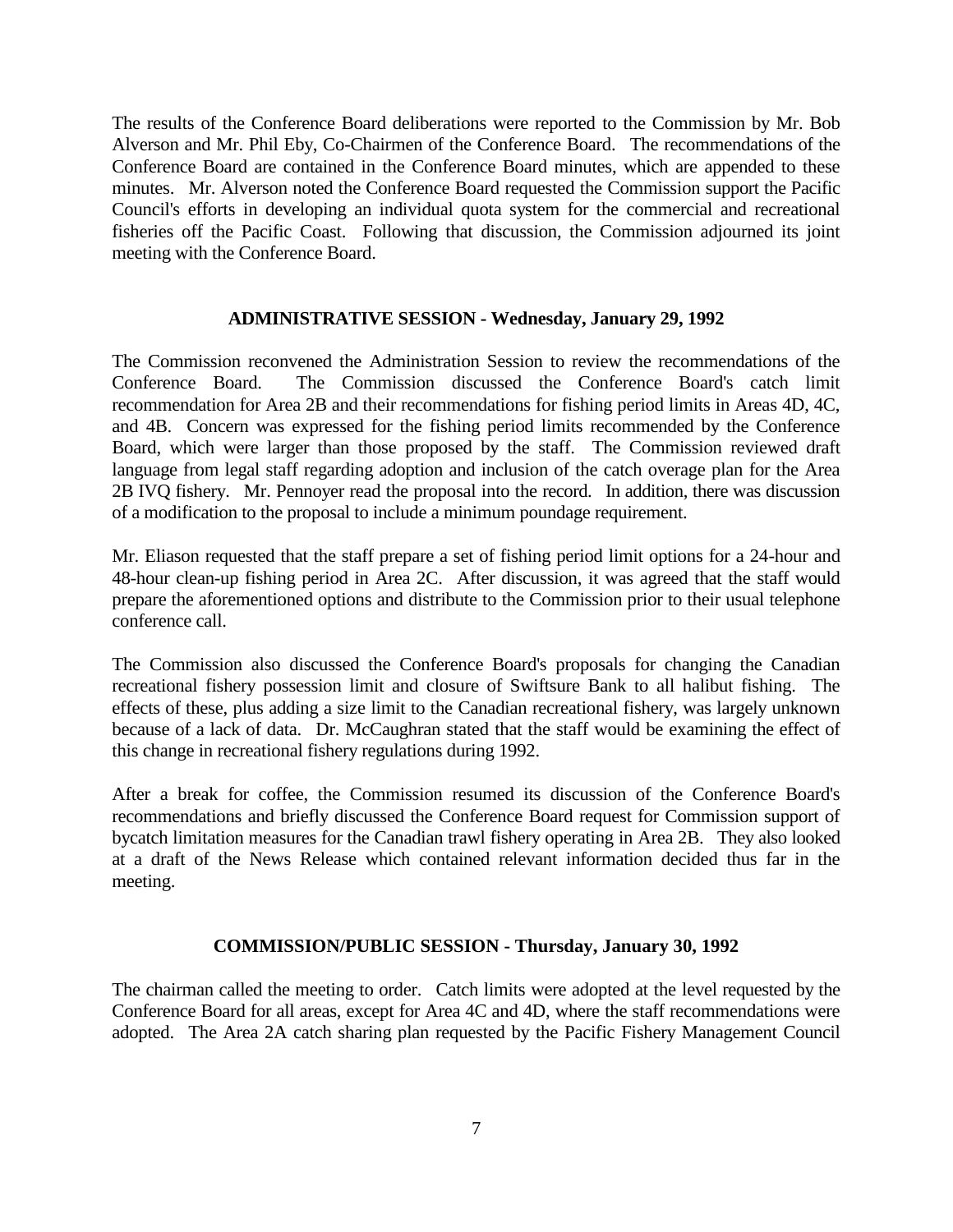The results of the Conference Board deliberations were reported to the Commission by Mr. Bob Alverson and Mr. Phil Eby, Co-Chairmen of the Conference Board. The recommendations of the Conference Board are contained in the Conference Board minutes, which are appended to these minutes. Mr. Alverson noted the Conference Board requested the Commission support the Pacific Council's efforts in developing an individual quota system for the commercial and recreational fisheries off the Pacific Coast. Following that discussion, the Commission adjourned its joint meeting with the Conference Board.

## ADMINISTRATIVE SESSION - Wednesday, January 29, 1992

The Commission reconvened the Administration Session to review the recommendations of the Conference Board. The Commission discussed the Conference Board's catch limit recommendation for Area 2B and their recommendations for fishing period limits in Areas 4D, 4C, and 4B. Concern was expressed for the fishing period limits recommended by the Conference Board, which were larger than those proposed by the staff. The Commission reviewed draft language from legal staff regarding adoption and inclusion of the catch overage plan for the Area 2B IVQ fishery. Mr. Pennoyer read the proposal into the record. In addition, there was discussion of a modification to the proposal to include a minimum poundage requirement.

Mr. Eliason requested that the staff prepare a set of fishing period limit options for a 24-hour and 48-hour clean-up fishing period in Area 2C. After discussion, it was agreed that the staff would prepare the aforementioned options and distribute to the Commission prior to their usual telephone conference call.

The Commission also discussed the Conference Board's proposals for changing the Canadian recreational fishery possession limit and closure of Swiftsure Bank to all halibut fishing. The effects of these, plus adding a size limit to the Canadian recreational fishery, was largely unknown because of a lack of data. Dr. McCaughran stated that the staff would be examining the effect of this change in recreational fishery regulations during 1992.

After a break for coffee, the Commission resumed its discussion of the Conference Board's recommendations and briefly discussed the Conference Board request for Commission support of bycatch limitation measures for the Canadian trawl fishery operating in Area 2B. They also looked at a draft of the News Release which contained relevant information decided thus far in the meeting.

## COMMISSION/PUBLIC SESSION - Thursday, January 30, 1992

The chairman called the meeting to order. Catch limits were adopted at the level requested by the Conference Board for all areas, except for Area 4C and 4D, where the staff recommendations were adopted. The Area 2A catch sharing plan requested by the Pacific Fishery Management Council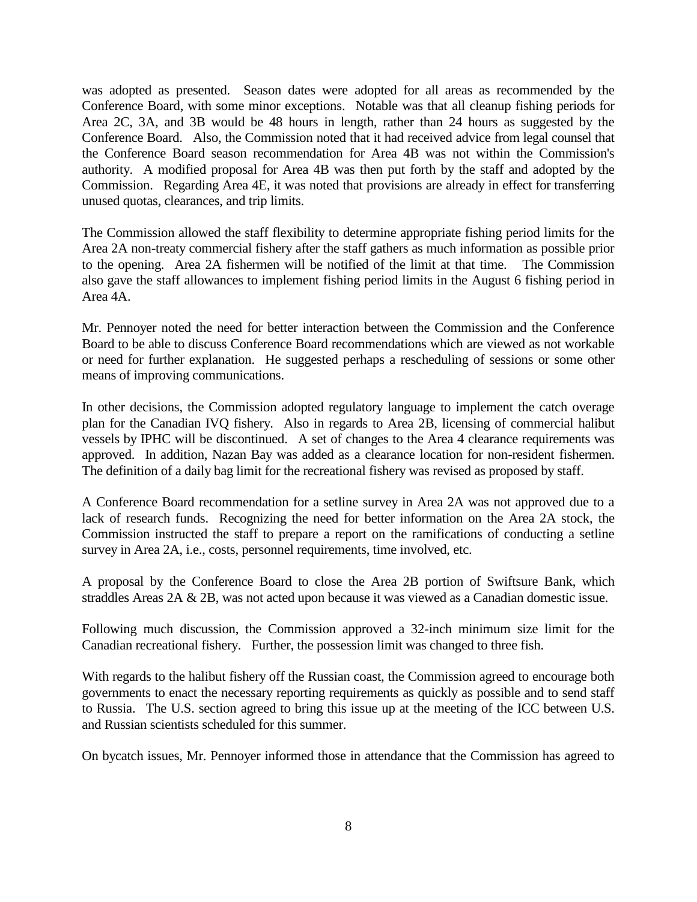was adopted as presented. Season dates were adopted for all areas as recommended by the Conference Board, with some minor exceptions. Notable was that all cleanup fishing periods for Area 2C, 3A, and 3B would be 48 hours in length, rather than 24 hours as suggested by the Conference Board. Also, the Commission noted that it had received advice from legal counsel that the Conference Board season recommendation for Area 4B was not within the Commission's authority. A modified proposal for Area 4B was then put forth by the staff and adopted by the Commission. Regarding Area 4E, it was noted that provisions are already in effect for transferring unused quotas, clearances, and trip limits.

The Commission allowed the staff flexibility to determine appropriate fishing period limits for the Area 2A non-treaty commercial fishery after the staff gathers as much information as possible prior to the opening. Area 2A fishermen will be notified of the limit at that time. The Commission also gave the staff allowances to implement fishing period limits in the August 6 fishing period in Area 4A.

Mr. Pennoyer noted the need for better interaction between the Commission and the Conference Board to be able to discuss Conference Board recommendations which are viewed as not workable or need for further explanation. He suggested perhaps a rescheduling of sessions or some other means of improving communications.

In other decisions, the Commission adopted regulatory language to implement the catch overage plan for the Canadian IVQ fishery. Also in regards to Area 2B, licensing of commercial halibut vessels by IPHC will be discontinued. A set of changes to the Area 4 clearance requirements was approved. In addition, Nazan Bay was added as a clearance location for non-resident fishermen. The definition of a daily bag limit for the recreational fishery was revised as proposed by staff.

A Conference Board recommendation for a setline survey in Area 2A was not approved due to a lack of research funds. Recognizing the need for better information on the Area 2A stock, the Commission instructed the staff to prepare a report on the ramifications of conducting a setline survey in Area 2A, i.e., costs, personnel requirements, time involved, etc.

A proposal by the Conference Board to close the Area 2B portion of Swiftsure Bank, which straddles Areas 2A & 2B, was not acted upon because it was viewed as a Canadian domestic issue.

Following much discussion, the Commission approved a 32-inch minimum size limit for the Canadian recreational fishery. Further, the possession limit was changed to three fish.

With regards to the halibut fishery off the Russian coast, the Commission agreed to encourage both governments to enact the necessary reporting requirements as quickly as possible and to send staff to Russia. The U.S. section agreed to bring this issue up at the meeting of the ICC between U.S. and Russian scientists scheduled for this summer.

On bycatch issues, Mr. Pennoyer informed those in attendance that the Commission has agreed to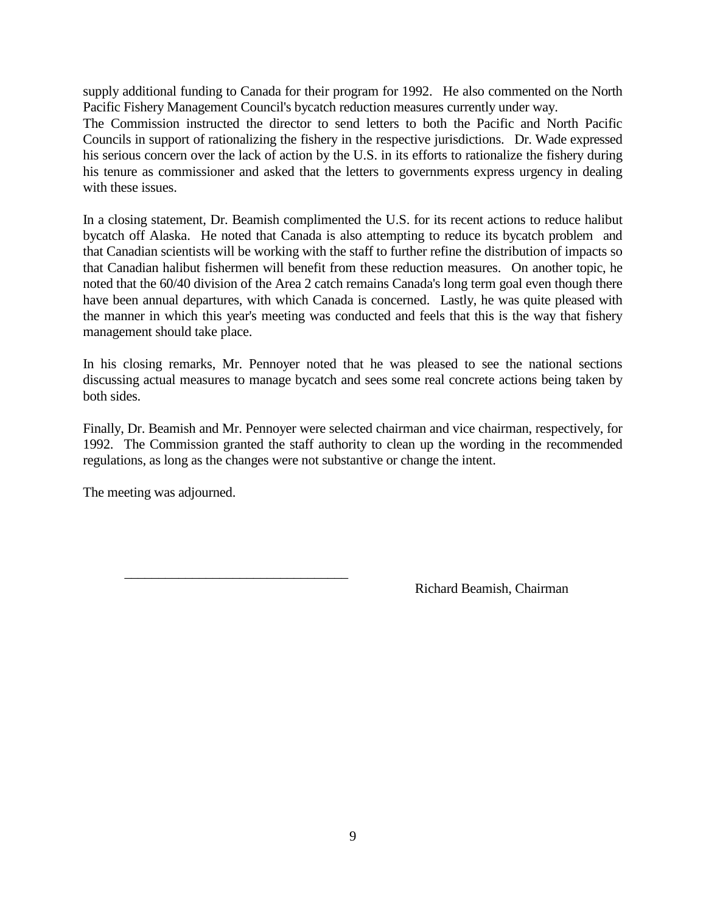supply additional funding to Canada for their program for 1992. He also commented on the North Pacific Fishery Management Council's bycatch reduction measures currently under way.
The Commission instructed the director to send letters to both the Pacific and North Pacific Councils in support of rationalizing the fishery in the respective jurisdictions. Dr. Wade expressed his serious concern over the lack of action by the U.S. in its efforts to rationalize the fishery during his tenure as commissioner and asked that the letters to governments express urgency in dealing with these issues.

In a closing statement, Dr. Beamish complimented the U.S. for its recent actions to reduce halibut bycatch off Alaska. He noted that Canada is also attempting to reduce its bycatch problem and that Canadian scientists will be working with the staff to further refine the distribution of impacts so that Canadian halibut fishermen will benefit from these reduction measures. On another topic, he noted that the 60/40 division of the Area 2 catch remains Canada's long term goal even though there have been annual departures, with which Canada is concerned. Lastly, he was quite pleased with the manner in which this year's meeting was conducted and feels that this is the way that fishery management should take place.

In his closing remarks, Mr. Pennoyer noted that he was pleased to see the national sections discussing actual measures to manage bycatch and sees some real concrete actions being taken by both sides.

Finally, Dr. Beamish and Mr. Pennoyer were selected chairman and vice chairman, respectively, for 1992. The Commission granted the staff authority to clean up the wording in the recommended regulations, as long as the changes were not substantive or change the intent.

The meeting was adjourned.

\_\_\_\_\_\_\_\_\_\_\_\_\_\_\_\_\_\_\_\_\_\_\_\_\_\_\_\_\_\_\_\_\_\_

Richard Beamish, Chairman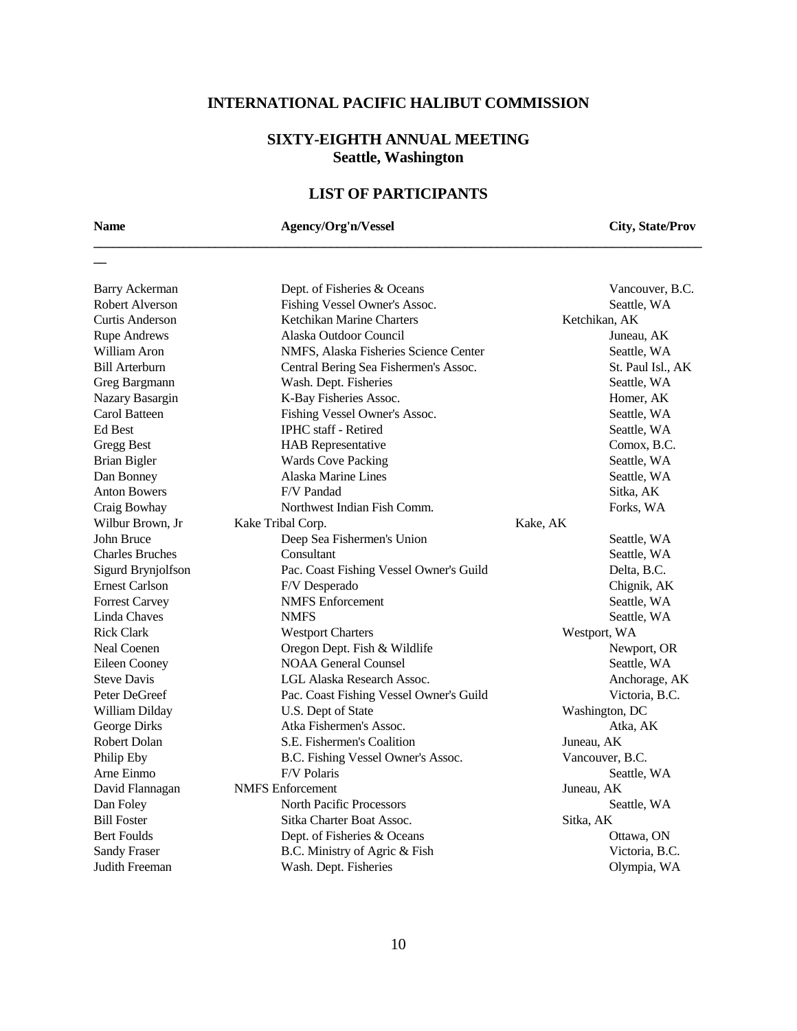## INTERNATIONAL PACIFIC HALIBUT COMMISSION

### SIXTY-EIGHTH ANNUAL MEETING
### Seattle, Washington

### LIST OF PARTICIPANTS

| Name | Agency/Org'n/Vessel | City, State/Prov |
|---|---|---|
| Barry Ackerman | Dept. of Fisheries & Oceans | Vancouver, B.C. |
| Robert Alverson | Fishing Vessel Owner's Assoc. | Seattle, WA |
| Curtis Anderson | Ketchikan Marine Charters | Ketchikan, AK |
| Rupe Andrews | Alaska Outdoor Council | Juneau, AK |
| William Aron | NMFS, Alaska Fisheries Science Center | Seattle, WA |
| Bill Arterburn | Central Bering Sea Fishermen's Assoc. | St. Paul Isl., AK |
| Greg Bargmann | Wash. Dept. Fisheries | Seattle, WA |
| Nazary Basargin | K-Bay Fisheries Assoc. | Homer, AK |
| Carol Batteen | Fishing Vessel Owner's Assoc. | Seattle, WA |
| Ed Best | IPHC staff - Retired | Seattle, WA |
| Gregg Best | HAB Representative | Comox, B.C. |
| Brian Bigler | Wards Cove Packing | Seattle, WA |
| Dan Bonney | Alaska Marine Lines | Seattle, WA |
| Anton Bowers | F/V Pandad | Sitka, AK |
| Craig Bowhay | Northwest Indian Fish Comm. | Forks, WA |
| Wilbur Brown, Jr | Kake Tribal Corp. | Kake, AK |
| John Bruce | Deep Sea Fishermen's Union | Seattle, WA |
| Charles Bruches | Consultant | Seattle, WA |
| Sigurd Brynjolfson | Pac. Coast Fishing Vessel Owner's Guild | Delta, B.C. |
| Ernest Carlson | F/V Desperado | Chignik, AK |
| Forrest Carvey | NMFS Enforcement | Seattle, WA |
| Linda Chaves | NMFS | Seattle, WA |
| Rick Clark | Westport Charters | Westport, WA |
| Neal Coenen | Oregon Dept. Fish & Wildlife | Newport, OR |
| Eileen Cooney | NOAA General Counsel | Seattle, WA |
| Steve Davis | LGL Alaska Research Assoc. | Anchorage, AK |
| Peter DeGreef | Pac. Coast Fishing Vessel Owner's Guild | Victoria, B.C. |
| William Dilday | U.S. Dept of State | Washington, DC |
| George Dirks | Atka Fishermen's Assoc. | Atka, AK |
| Robert Dolan | S.E. Fishermen's Coalition | Juneau, AK |
| Philip Eby | B.C. Fishing Vessel Owner's Assoc. | Vancouver, B.C. |
| Arne Einmo | F/V Polaris | Seattle, WA |
| David Flannagan | NMFS Enforcement | Juneau, AK |
| Dan Foley | North Pacific Processors | Seattle, WA |
| Bill Foster | Sitka Charter Boat Assoc. | Sitka, AK |
| Bert Foulds | Dept. of Fisheries & Oceans | Ottawa, ON |
| Sandy Fraser | B.C. Ministry of Agric & Fish | Victoria, B.C. |
| Judith Freeman | Wash. Dept. Fisheries | Olympia, WA |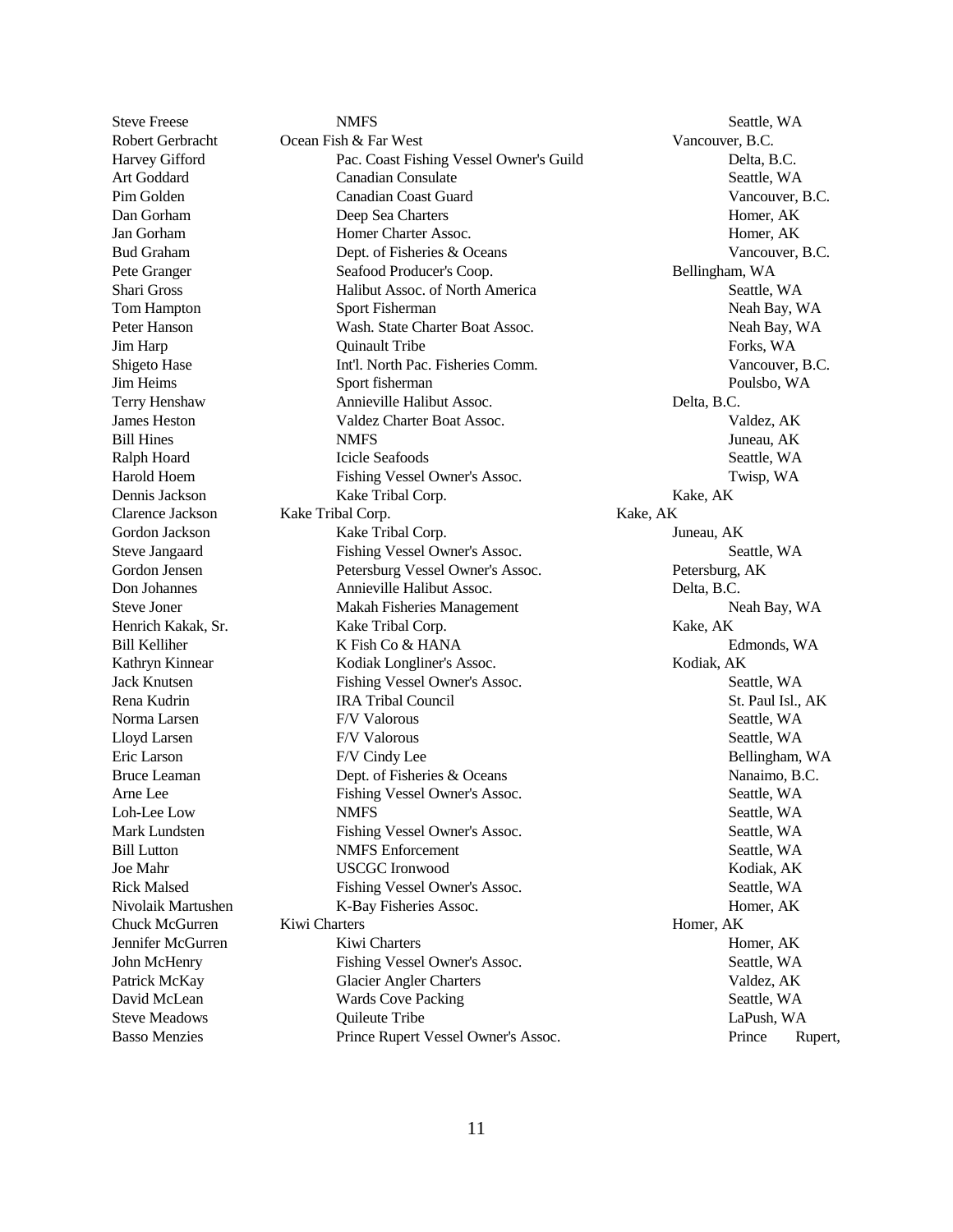| | | |
|---|---|---|
| Steve Freese | NMFS | Seattle, WA |
| Robert Gerbracht | Ocean Fish & Far West | Vancouver, B.C. |
| Harvey Gifford | Pac. Coast Fishing Vessel Owner's Guild | Delta, B.C. |
| Art Goddard | Canadian Consulate | Seattle, WA |
| Pim Golden | Canadian Coast Guard | Vancouver, B.C. |
| Dan Gorham | Deep Sea Charters | Homer, AK |
| Jan Gorham | Homer Charter Assoc. | Homer, AK |
| Bud Graham | Dept. of Fisheries & Oceans | Vancouver, B.C. |
| Pete Granger | Seafood Producer's Coop. | Bellingham, WA |
| Shari Gross | Halibut Assoc. of North America | Seattle, WA |
| Tom Hampton | Sport Fisherman | Neah Bay, WA |
| Peter Hanson | Wash. State Charter Boat Assoc. | Neah Bay, WA |
| Jim Harp | Quinault Tribe | Forks, WA |
| Shigeto Hase | Int'l. North Pac. Fisheries Comm. | Vancouver, B.C. |
| Jim Heims | Sport fisherman | Poulsbo, WA |
| Terry Henshaw | Annieville Halibut Assoc. | Delta, B.C. |
| James Heston | Valdez Charter Boat Assoc. | Valdez, AK |
| Bill Hines | NMFS | Juneau, AK |
| Ralph Hoard | Icicle Seafoods | Seattle, WA |
| Harold Hoem | Fishing Vessel Owner's Assoc. | Twisp, WA |
| Dennis Jackson | Kake Tribal Corp. | Kake, AK |
| Clarence Jackson | Kake Tribal Corp. | Kake, AK |
| Gordon Jackson | Kake Tribal Corp. | Juneau, AK |
| Steve Jangaard | Fishing Vessel Owner's Assoc. | Seattle, WA |
| Gordon Jensen | Petersburg Vessel Owner's Assoc. | Petersburg, AK |
| Don Johannes | Annieville Halibut Assoc. | Delta, B.C. |
| Steve Joner | Makah Fisheries Management | Neah Bay, WA |
| Henrich Kakak, Sr. | Kake Tribal Corp. | Kake, AK |
| Bill Kelliher | K Fish Co & HANA | Edmonds, WA |
| Kathryn Kinnear | Kodiak Longliner's Assoc. | Kodiak, AK |
| Jack Knutsen | Fishing Vessel Owner's Assoc. | Seattle, WA |
| Rena Kudrin | IRA Tribal Council | St. Paul Isl., AK |
| Norma Larsen | F/V Valorous | Seattle, WA |
| Lloyd Larsen | F/V Valorous | Seattle, WA |
| Eric Larson | F/V Cindy Lee | Bellingham, WA |
| Bruce Leaman | Dept. of Fisheries & Oceans | Nanaimo, B.C. |
| Arne Lee | Fishing Vessel Owner's Assoc. | Seattle, WA |
| Loh-Lee Low | NMFS | Seattle, WA |
| Mark Lundsten | Fishing Vessel Owner's Assoc. | Seattle, WA |
| Bill Lutton | NMFS Enforcement | Seattle, WA |
| Joe Mahr | USCGC Ironwood | Kodiak, AK |
| Rick Malsed | Fishing Vessel Owner's Assoc. | Seattle, WA |
| Nivolaik Martushen | K-Bay Fisheries Assoc. | Homer, AK |
| Chuck McGurren | Kiwi Charters | Homer, AK |
| Jennifer McGurren | Kiwi Charters | Homer, AK |
| John McHenry | Fishing Vessel Owner's Assoc. | Seattle, WA |
| Patrick McKay | Glacier Angler Charters | Valdez, AK |
| David McLean | Wards Cove Packing | Seattle, WA |
| Steve Meadows | Quileute Tribe | LaPush, WA |
| Basso Menzies | Prince Rupert Vessel Owner's Assoc. | Prince Rupert, |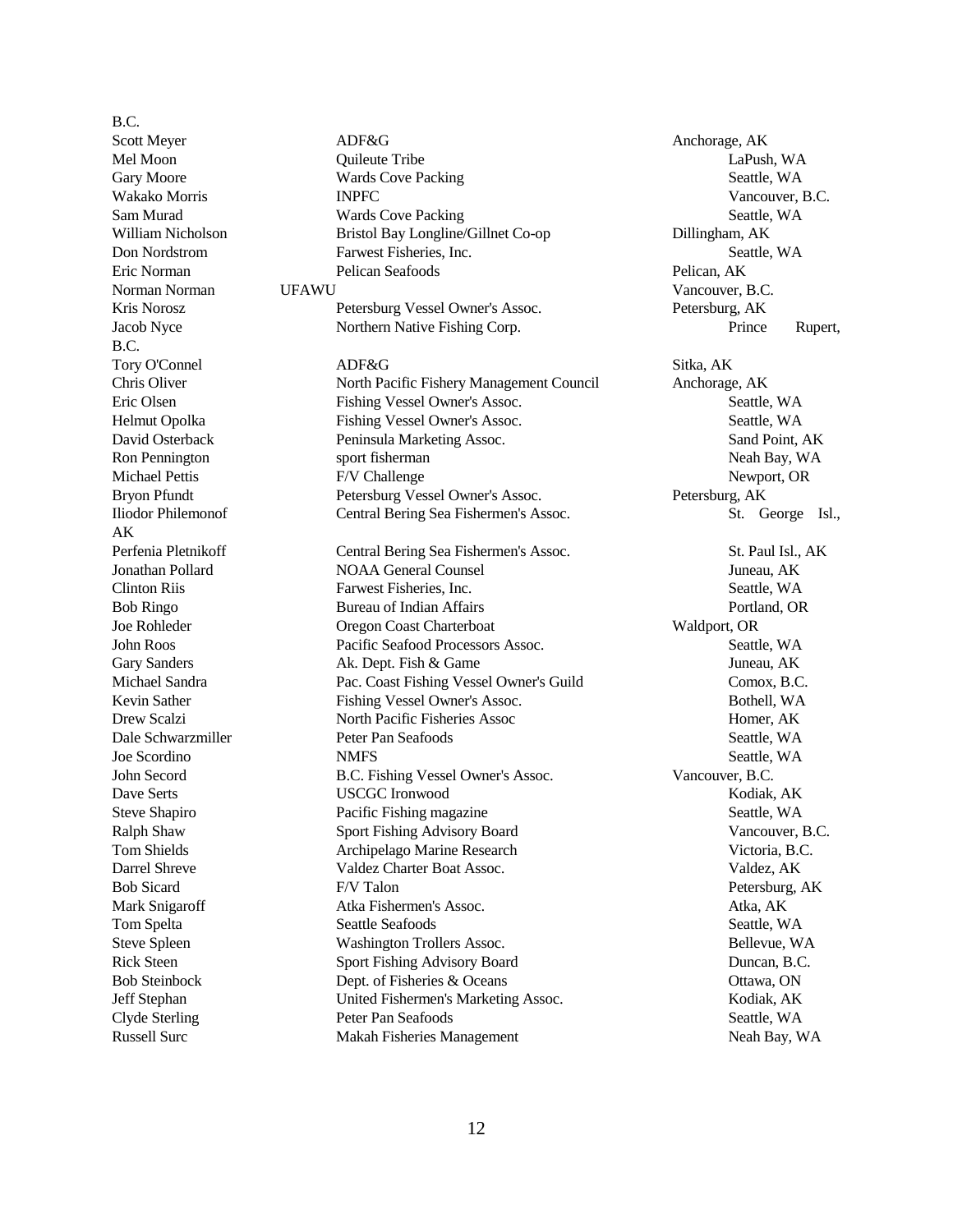B.C.

| | | |
|---|---|---|
| Scott Meyer | ADF&G | Anchorage, AK |
| Mel Moon | Quileute Tribe | LaPush, WA |
| Gary Moore | Wards Cove Packing | Seattle, WA |
| Wakako Morris | INPFC | Vancouver, B.C. |
| Sam Murad | Wards Cove Packing | Seattle, WA |
| William Nicholson | Bristol Bay Longline/Gillnet Co-op | Dillingham, AK |
| Don Nordstrom | Farwest Fisheries, Inc. | Seattle, WA |
| Eric Norman | Pelican Seafoods | Pelican, AK |
| Norman Norman | UFAWU | Vancouver, B.C. |
| Kris Norosz | Petersburg Vessel Owner's Assoc. | Petersburg, AK |
| Jacob Nyce | Northern Native Fishing Corp. | Prince Rupert, B.C. |
| Tory O'Connel | ADF&G | Sitka, AK |
| Chris Oliver | North Pacific Fishery Management Council | Anchorage, AK |
| Eric Olsen | Fishing Vessel Owner's Assoc. | Seattle, WA |
| Helmut Opolka | Fishing Vessel Owner's Assoc. | Seattle, WA |
| David Osterback | Peninsula Marketing Assoc. | Sand Point, AK |
| Ron Pennington | sport fisherman | Neah Bay, WA |
| Michael Pettis | F/V Challenge | Newport, OR |
| Bryon Pfundt | Petersburg Vessel Owner's Assoc. | Petersburg, AK |
| Iliodor Philemonof | Central Bering Sea Fishermen's Assoc. | St. George Isl., AK |
| Perfenia Pletnikoff | Central Bering Sea Fishermen's Assoc. | St. Paul Isl., AK |
| Jonathan Pollard | NOAA General Counsel | Juneau, AK |
| Clinton Riis | Farwest Fisheries, Inc. | Seattle, WA |
| Bob Ringo | Bureau of Indian Affairs | Portland, OR |
| Joe Rohleder | Oregon Coast Charterboat | Waldport, OR |
| John Roos | Pacific Seafood Processors Assoc. | Seattle, WA |
| Gary Sanders | Ak. Dept. Fish & Game | Juneau, AK |
| Michael Sandra | Pac. Coast Fishing Vessel Owner's Guild | Comox, B.C. |
| Kevin Sather | Fishing Vessel Owner's Assoc. | Bothell, WA |
| Drew Scalzi | North Pacific Fisheries Assoc | Homer, AK |
| Dale Schwarzmiller | Peter Pan Seafoods | Seattle, WA |
| Joe Scordino | NMFS | Seattle, WA |
| John Secord | B.C. Fishing Vessel Owner's Assoc. | Vancouver, B.C. |
| Dave Serts | USCGC Ironwood | Kodiak, AK |
| Steve Shapiro | Pacific Fishing magazine | Seattle, WA |
| Ralph Shaw | Sport Fishing Advisory Board | Vancouver, B.C. |
| Tom Shields | Archipelago Marine Research | Victoria, B.C. |
| Darrel Shreve | Valdez Charter Boat Assoc. | Valdez, AK |
| Bob Sicard | F/V Talon | Petersburg, AK |
| Mark Snigaroff | Atka Fishermen's Assoc. | Atka, AK |
| Tom Spelta | Seattle Seafoods | Seattle, WA |
| Steve Spleen | Washington Trollers Assoc. | Bellevue, WA |
| Rick Steen | Sport Fishing Advisory Board | Duncan, B.C. |
| Bob Steinbock | Dept. of Fisheries & Oceans | Ottawa, ON |
| Jeff Stephan | United Fishermen's Marketing Assoc. | Kodiak, AK |
| Clyde Sterling | Peter Pan Seafoods | Seattle, WA |
| Russell Surc | Makah Fisheries Management | Neah Bay, WA |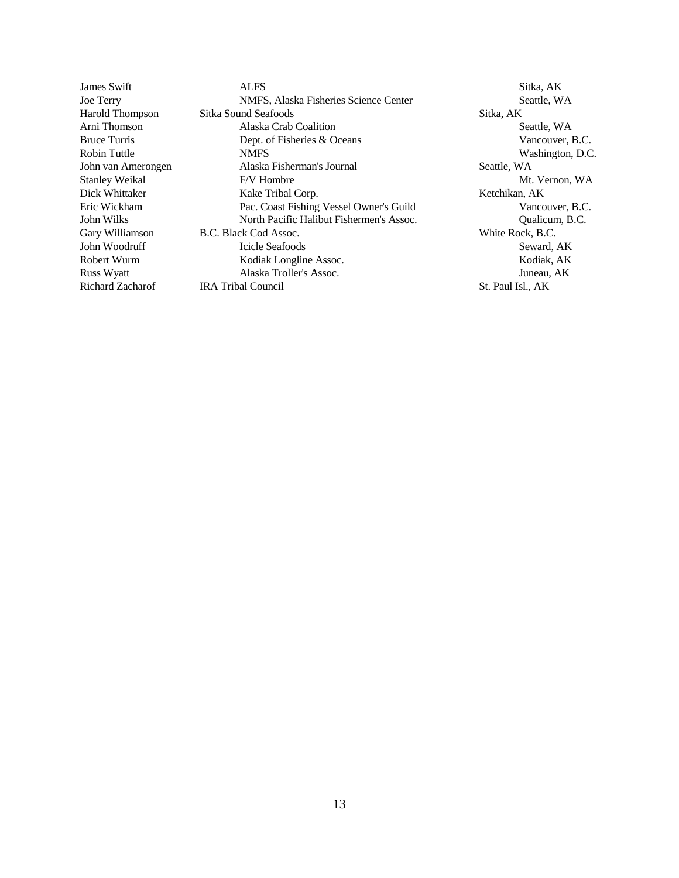| | | |
|---|---|---|
| James Swift | ALFS | Sitka, AK |
| Joe Terry | NMFS, Alaska Fisheries Science Center | Seattle, WA |
| Harold Thompson | Sitka Sound Seafoods | Sitka, AK |
| Arni Thomson | Alaska Crab Coalition | Seattle, WA |
| Bruce Turris | Dept. of Fisheries & Oceans | Vancouver, B.C. |
| Robin Tuttle | NMFS | Washington, D.C. |
| John van Amerongen | Alaska Fisherman's Journal | Seattle, WA |
| Stanley Weikal | F/V Hombre | Mt. Vernon, WA |
| Dick Whittaker | Kake Tribal Corp. | Ketchikan, AK |
| Eric Wickham | Pac. Coast Fishing Vessel Owner's Guild | Vancouver, B.C. |
| John Wilks | North Pacific Halibut Fishermen's Assoc. | Qualicum, B.C. |
| Gary Williamson | B.C. Black Cod Assoc. | White Rock, B.C. |
| John Woodruff | Icicle Seafoods | Seward, AK |
| Robert Wurm | Kodiak Longline Assoc. | Kodiak, AK |
| Russ Wyatt | Alaska Troller's Assoc. | Juneau, AK |
| Richard Zacharof | IRA Tribal Council | St. Paul Isl., AK |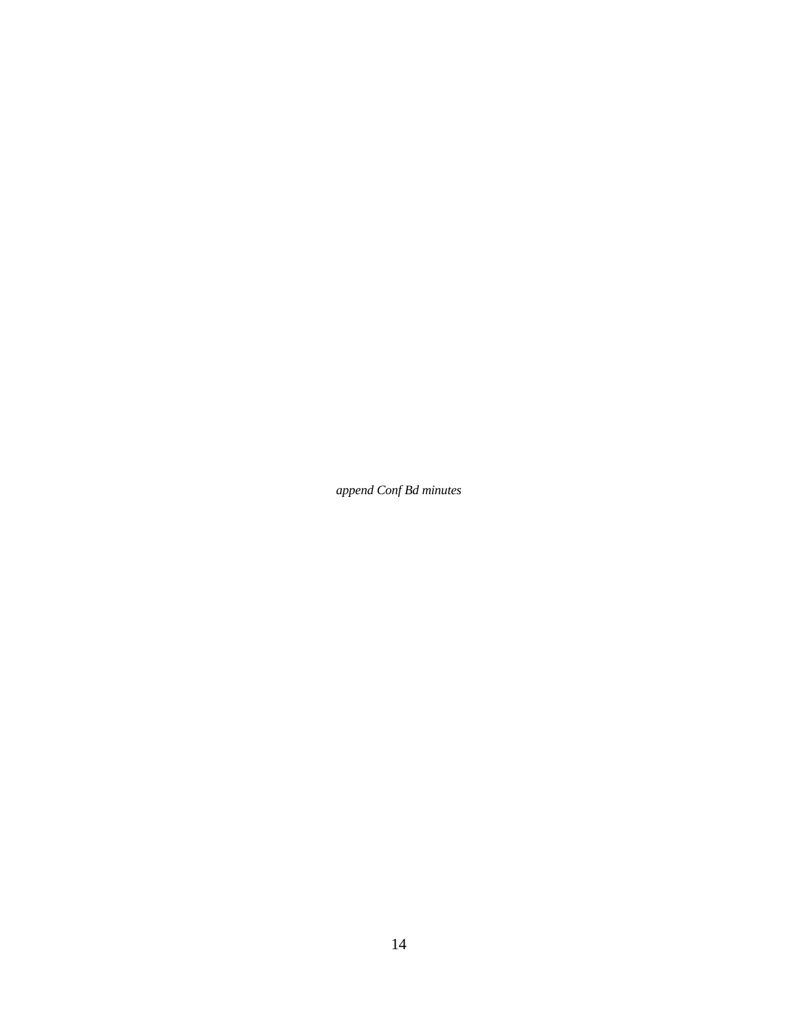*append Conf Bd minutes*